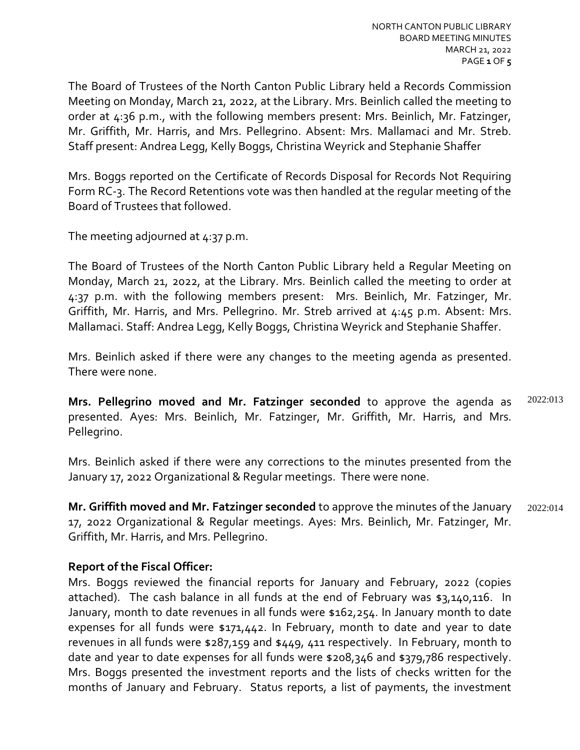The Board of Trustees of the North Canton Public Library held a Records Commission Meeting on Monday, March 21, 2022, at the Library. Mrs. Beinlich called the meeting to order at 4:36 p.m., with the following members present: Mrs. Beinlich, Mr. Fatzinger, Mr. Griffith, Mr. Harris, and Mrs. Pellegrino. Absent: Mrs. Mallamaci and Mr. Streb. Staff present: Andrea Legg, Kelly Boggs, Christina Weyrick and Stephanie Shaffer

Mrs. Boggs reported on the Certificate of Records Disposal for Records Not Requiring Form RC-3. The Record Retentions vote was then handled at the regular meeting of the Board of Trustees that followed.

The meeting adjourned at 4:37 p.m.

The Board of Trustees of the North Canton Public Library held a Regular Meeting on Monday, March 21, 2022, at the Library. Mrs. Beinlich called the meeting to order at 4:37 p.m. with the following members present: Mrs. Beinlich, Mr. Fatzinger, Mr. Griffith, Mr. Harris, and Mrs. Pellegrino. Mr. Streb arrived at 4:45 p.m. Absent: Mrs. Mallamaci. Staff: Andrea Legg, Kelly Boggs, Christina Weyrick and Stephanie Shaffer.

Mrs. Beinlich asked if there were any changes to the meeting agenda as presented. There were none.

2022:013

**Mrs. Pellegrino moved and Mr. Fatzinger seconded** to approve the agenda as presented. Ayes: Mrs. Beinlich, Mr. Fatzinger, Mr. Griffith, Mr. Harris, and Mrs. Pellegrino.

Mrs. Beinlich asked if there were any corrections to the minutes presented from the January 17, 2022 Organizational & Regular meetings. There were none.

2022:014

**Mr. Griffith moved and Mr. Fatzinger seconded** to approve the minutes of the January 17, 2022 Organizational & Regular meetings. Ayes: Mrs. Beinlich, Mr. Fatzinger, Mr. Griffith, Mr. Harris, and Mrs. Pellegrino.

**Report of the Fiscal Officer:**

Mrs. Boggs reviewed the financial reports for January and February, 2022 (copies attached). The cash balance in all funds at the end of February was $3,140,116. In January, month to date revenues in all funds were $162,254. In January month to date expenses for all funds were $171,442. In February, month to date and year to date revenues in all funds were $287,159 and $449, 411 respectively. In February, month to date and year to date expenses for all funds were $208,346 and $379,786 respectively. Mrs. Boggs presented the investment reports and the lists of checks written for the months of January and February. Status reports, a list of payments, the investment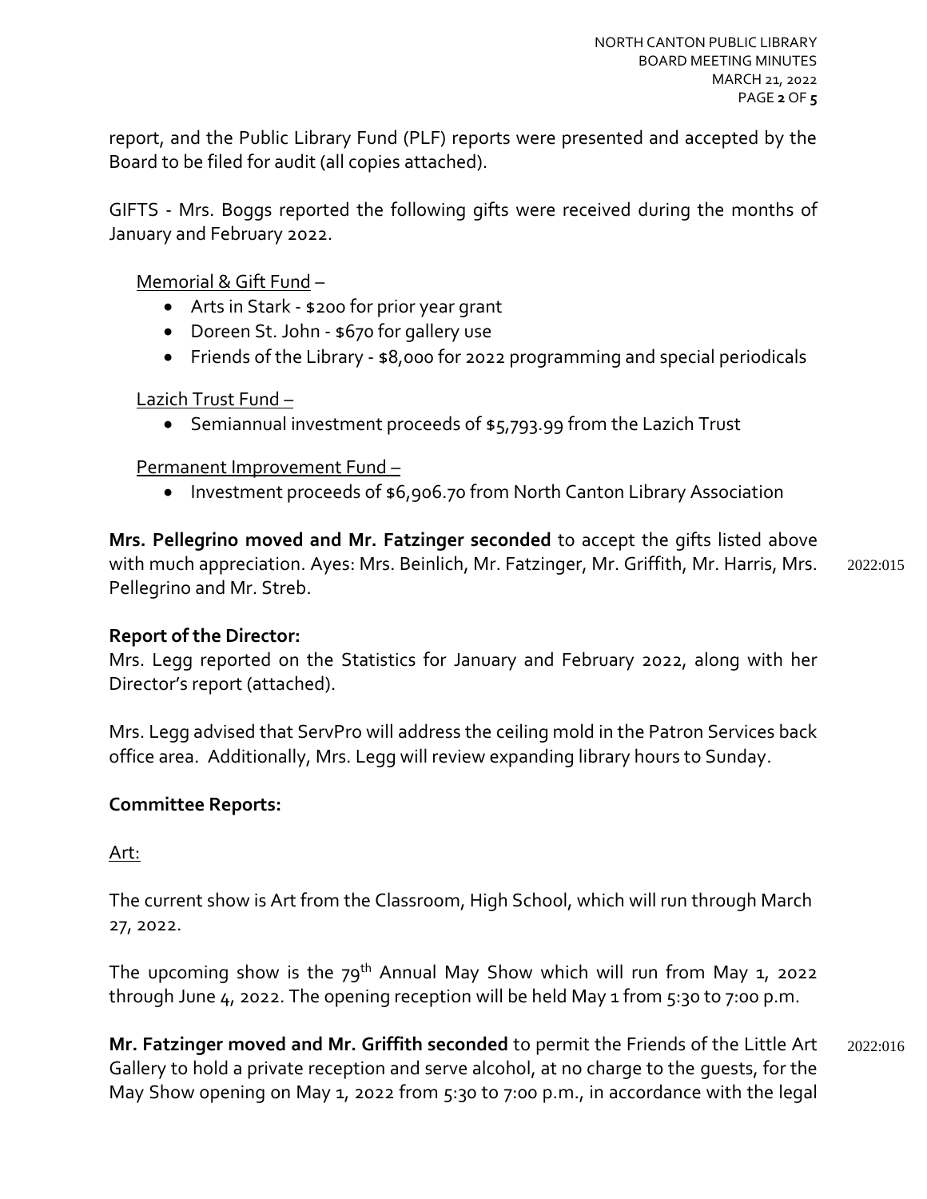report, and the Public Library Fund (PLF) reports were presented and accepted by the Board to be filed for audit (all copies attached).

GIFTS - Mrs. Boggs reported the following gifts were received during the months of January and February 2022.

Memorial & Gift Fund –

- Arts in Stark - $200 for prior year grant
- Doreen St. John - $670 for gallery use
- Friends of the Library - $8,000 for 2022 programming and special periodicals

Lazich Trust Fund –

- Semiannual investment proceeds of $5,793.99 from the Lazich Trust

Permanent Improvement Fund –

- Investment proceeds of $6,906.70 from North Canton Library Association

**Mrs. Pellegrino moved and Mr. Fatzinger seconded** to accept the gifts listed above with much appreciation. Ayes: Mrs. Beinlich, Mr. Fatzinger, Mr. Griffith, Mr. Harris, Mrs. Pellegrino and Mr. Streb. 2022:015

**Report of the Director:**

Mrs. Legg reported on the Statistics for January and February 2022, along with her Director's report (attached).

Mrs. Legg advised that ServPro will address the ceiling mold in the Patron Services back office area. Additionally, Mrs. Legg will review expanding library hours to Sunday.

**Committee Reports:**

Art:

The current show is Art from the Classroom, High School, which will run through March 27, 2022.

The upcoming show is the 79th Annual May Show which will run from May 1, 2022 through June 4, 2022. The opening reception will be held May 1 from 5:30 to 7:00 p.m.

**Mr. Fatzinger moved and Mr. Griffith seconded** to permit the Friends of the Little Art Gallery to hold a private reception and serve alcohol, at no charge to the guests, for the May Show opening on May 1, 2022 from 5:30 to 7:00 p.m., in accordance with the legal 2022:016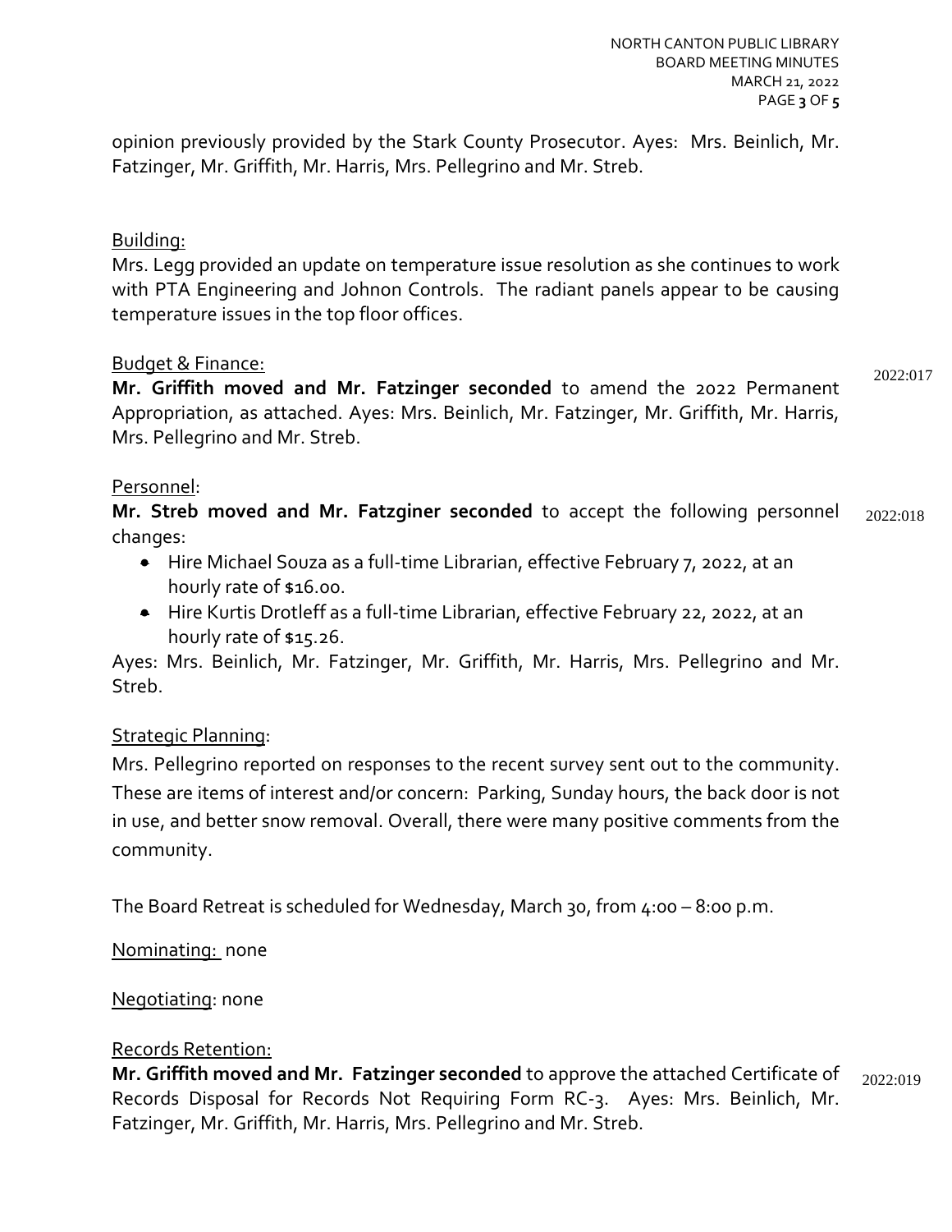opinion previously provided by the Stark County Prosecutor. Ayes: Mrs. Beinlich, Mr. Fatzinger, Mr. Griffith, Mr. Harris, Mrs. Pellegrino and Mr. Streb.

Building:

Mrs. Legg provided an update on temperature issue resolution as she continues to work with PTA Engineering and Johnon Controls. The radiant panels appear to be causing temperature issues in the top floor offices.

Budget & Finance:

2022:017

**Mr. Griffith moved and Mr. Fatzinger seconded** to amend the 2022 Permanent Appropriation, as attached. Ayes: Mrs. Beinlich, Mr. Fatzinger, Mr. Griffith, Mr. Harris, Mrs. Pellegrino and Mr. Streb.

Personnel:

2022:018

**Mr. Streb moved and Mr. Fatzginer seconded** to accept the following personnel changes:

- Hire Michael Souza as a full-time Librarian, effective February 7, 2022, at an hourly rate of $16.00.
- Hire Kurtis Drotleff as a full-time Librarian, effective February 22, 2022, at an hourly rate of $15.26.

Ayes: Mrs. Beinlich, Mr. Fatzinger, Mr. Griffith, Mr. Harris, Mrs. Pellegrino and Mr. Streb.

Strategic Planning:

Mrs. Pellegrino reported on responses to the recent survey sent out to the community. These are items of interest and/or concern: Parking, Sunday hours, the back door is not in use, and better snow removal. Overall, there were many positive comments from the community.

The Board Retreat is scheduled for Wednesday, March 30, from 4:00 – 8:00 p.m.

Nominating: none

Negotiating: none

Records Retention:

2022:019

**Mr. Griffith moved and Mr. Fatzinger seconded** to approve the attached Certificate of Records Disposal for Records Not Requiring Form RC-3. Ayes: Mrs. Beinlich, Mr. Fatzinger, Mr. Griffith, Mr. Harris, Mrs. Pellegrino and Mr. Streb.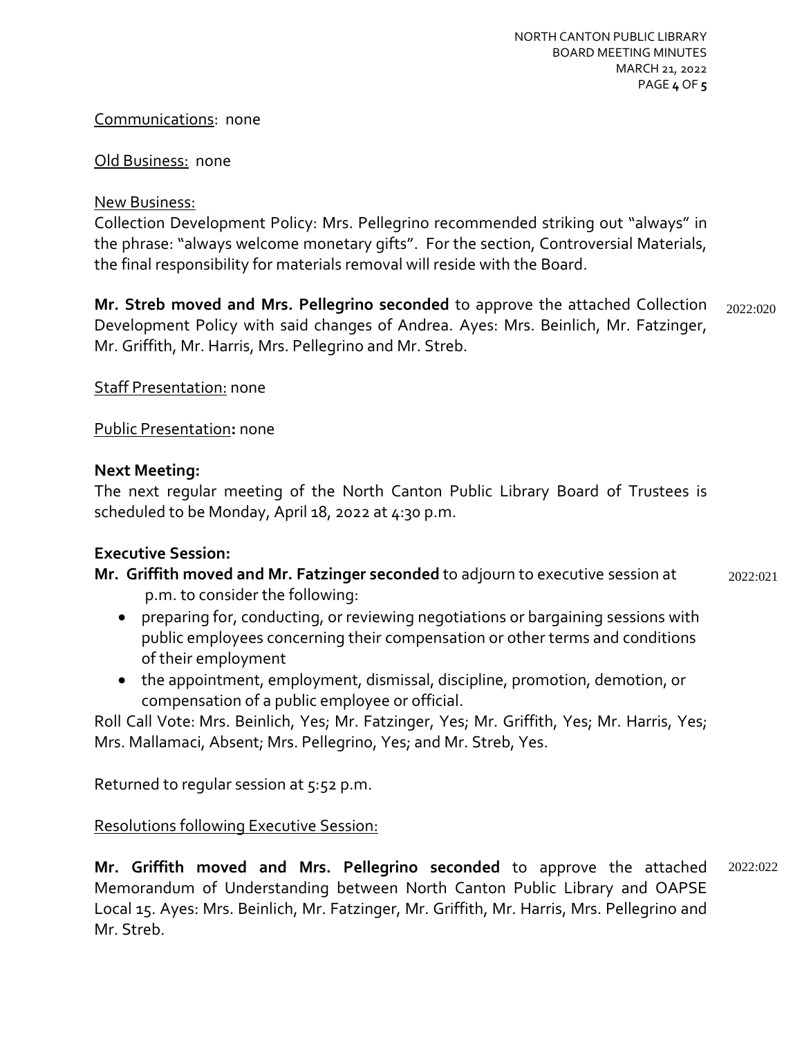Communications: none

Old Business: none

New Business:
Collection Development Policy: Mrs. Pellegrino recommended striking out "always" in the phrase: "always welcome monetary gifts". For the section, Controversial Materials, the final responsibility for materials removal will reside with the Board.

**Mr. Streb moved and Mrs. Pellegrino seconded** to approve the attached Collection Development Policy with said changes of Andrea. Ayes: Mrs. Beinlich, Mr. Fatzinger, Mr. Griffith, Mr. Harris, Mrs. Pellegrino and Mr. Streb. 2022:020

Staff Presentation: none

Public Presentation**:** none

**Next Meeting:**
The next regular meeting of the North Canton Public Library Board of Trustees is scheduled to be Monday, April 18, 2022 at 4:30 p.m.

**Executive Session:**
**Mr. Griffith moved and Mr. Fatzinger seconded** to adjourn to executive session at p.m. to consider the following: 2022:021

- preparing for, conducting, or reviewing negotiations or bargaining sessions with public employees concerning their compensation or other terms and conditions of their employment
- the appointment, employment, dismissal, discipline, promotion, demotion, or compensation of a public employee or official.

Roll Call Vote: Mrs. Beinlich, Yes; Mr. Fatzinger, Yes; Mr. Griffith, Yes; Mr. Harris, Yes; Mrs. Mallamaci, Absent; Mrs. Pellegrino, Yes; and Mr. Streb, Yes.

Returned to regular session at 5:52 p.m.

Resolutions following Executive Session:

**Mr. Griffith moved and Mrs. Pellegrino seconded** to approve the attached Memorandum of Understanding between North Canton Public Library and OAPSE Local 15. Ayes: Mrs. Beinlich, Mr. Fatzinger, Mr. Griffith, Mr. Harris, Mrs. Pellegrino and Mr. Streb. 2022:022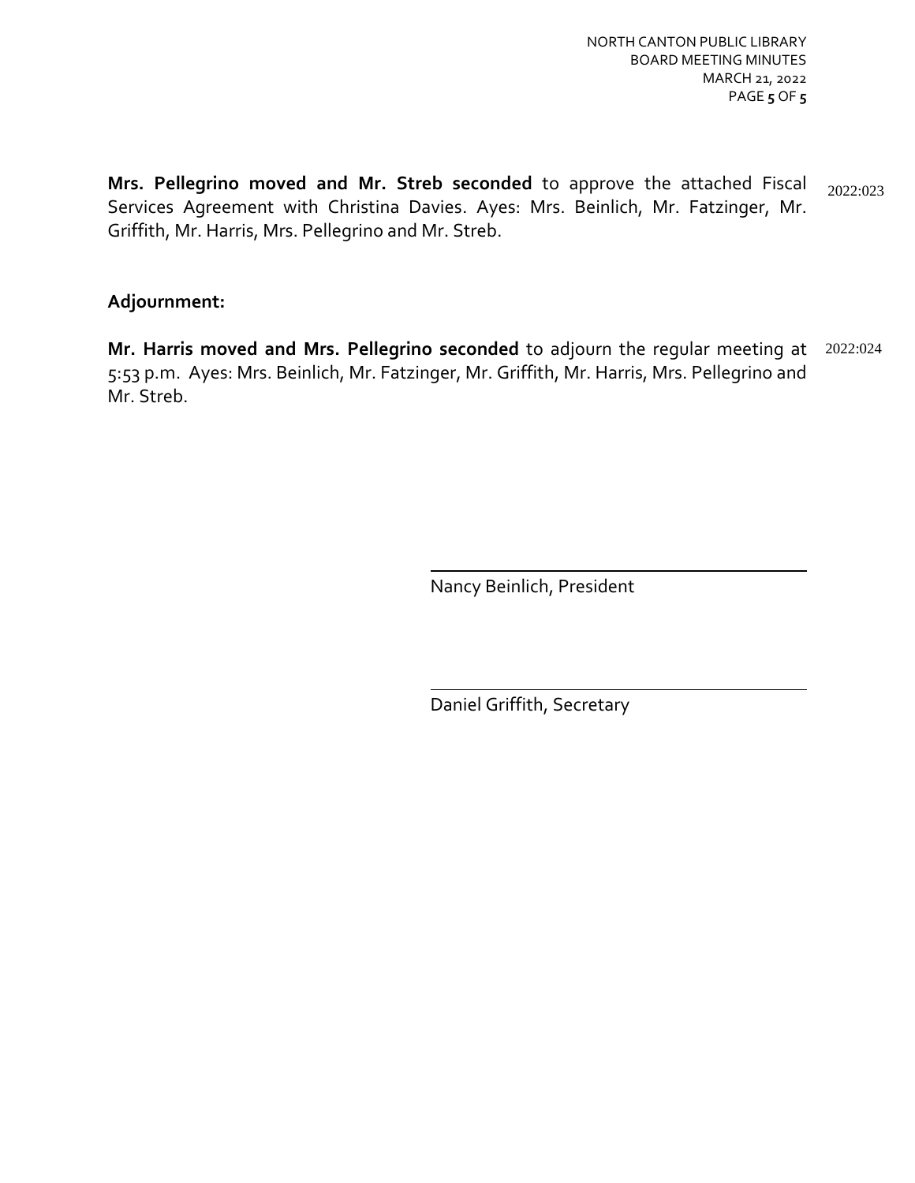**Mrs. Pellegrino moved and Mr. Streb seconded** to approve the attached Fiscal Services Agreement with Christina Davies. Ayes: Mrs. Beinlich, Mr. Fatzinger, Mr. Griffith, Mr. Harris, Mrs. Pellegrino and Mr. Streb. 2022:023

**Adjournment:**

**Mr. Harris moved and Mrs. Pellegrino seconded** to adjourn the regular meeting at 5:53 p.m. Ayes: Mrs. Beinlich, Mr. Fatzinger, Mr. Griffith, Mr. Harris, Mrs. Pellegrino and Mr. Streb. 2022:024

\_\_\_\_\_\_\_\_\_\_\_\_\_\_\_\_\_\_\_\_\_\_\_\_\_\_\_\_\_\_\_\_\_\_\_\_

Nancy Beinlich, President

\_\_\_\_\_\_\_\_\_\_\_\_\_\_\_\_\_\_\_\_\_\_\_\_\_\_\_\_\_\_\_\_\_\_\_\_

Daniel Griffith, Secretary